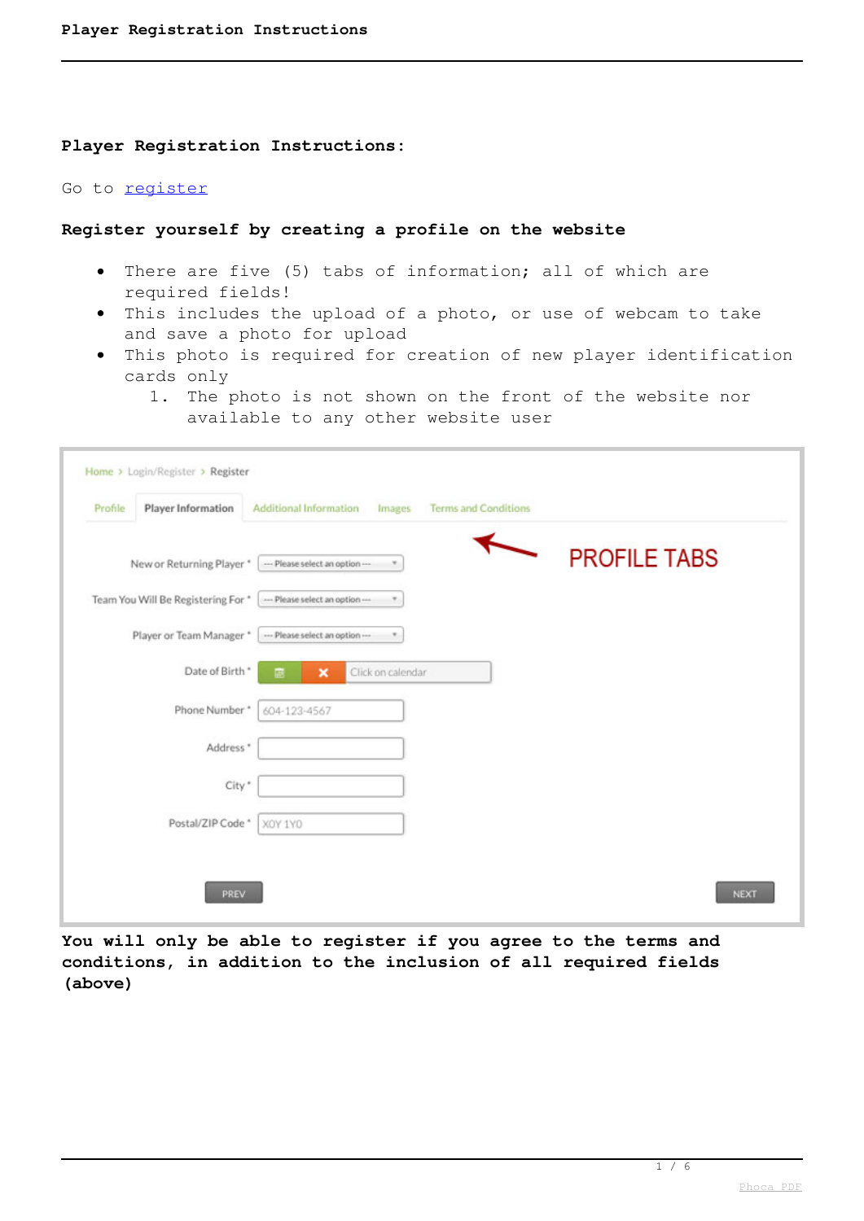## Player Registration Instructions:

Go to register

**Register yourself by creating a profile on the website**

- There are five (5) tabs of information; all of which are required fields!
- This includes the upload of a photo, or use of webcam to take and save a photo for upload
- This photo is required for creation of new player identification cards only
    1. The photo is not shown on the front of the website nor available to any other website user

**You will only be able to register if you agree to the terms and conditions, in addition to the inclusion of all required fields (above)**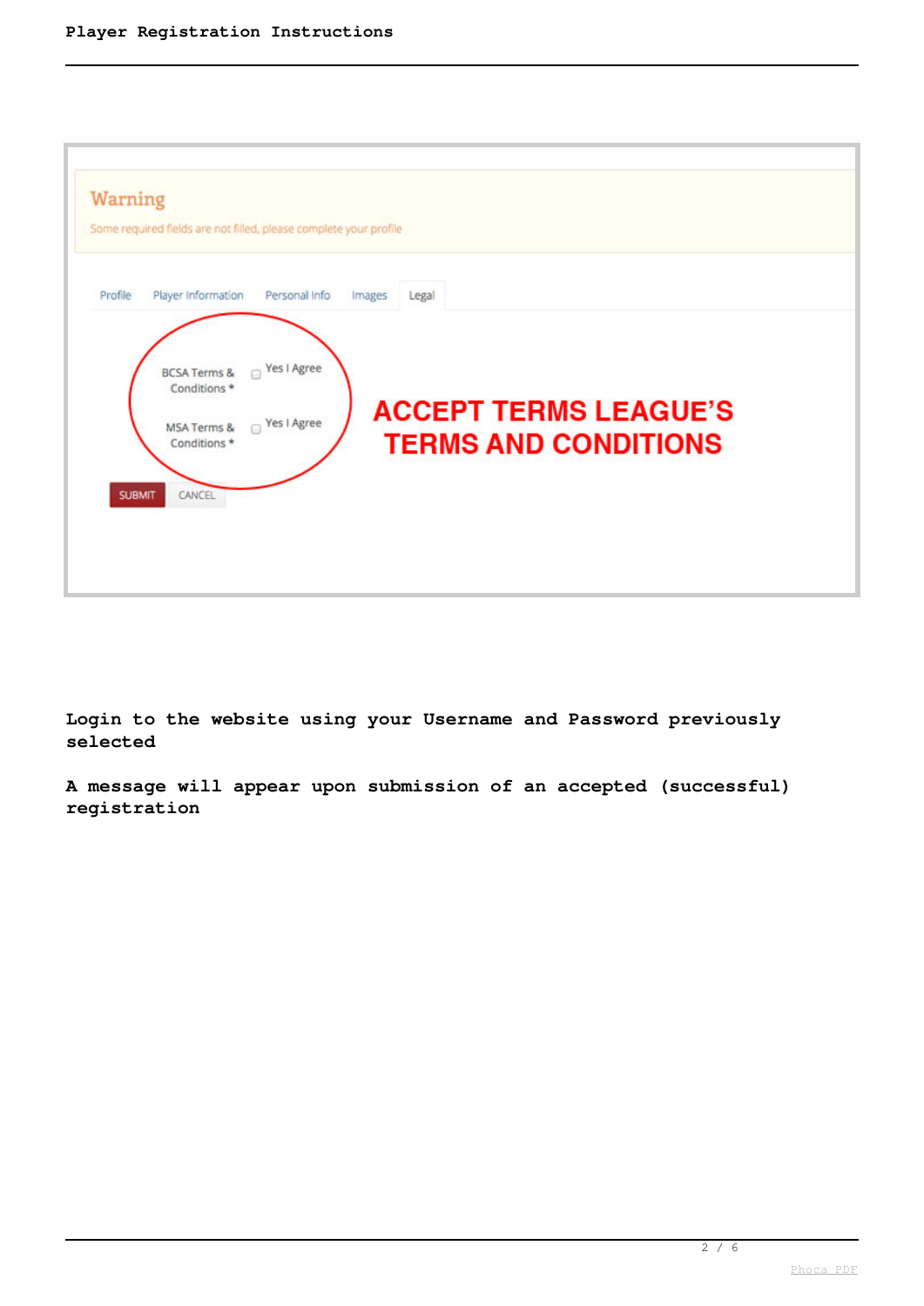Warning

Some required fields are not filled, please complete your profile

Profile | Player Information | Personal Info | Images | Legal

BCSA Terms & Conditions * — Yes I Agree

MSA Terms & Conditions * — Yes I Agree

SUBMIT CANCEL

**ACCEPT TERMS LEAGUE'S TERMS AND CONDITIONS**

**Login to the website using your Username and Password previously selected**

**A message will appear upon submission of an accepted (successful) registration**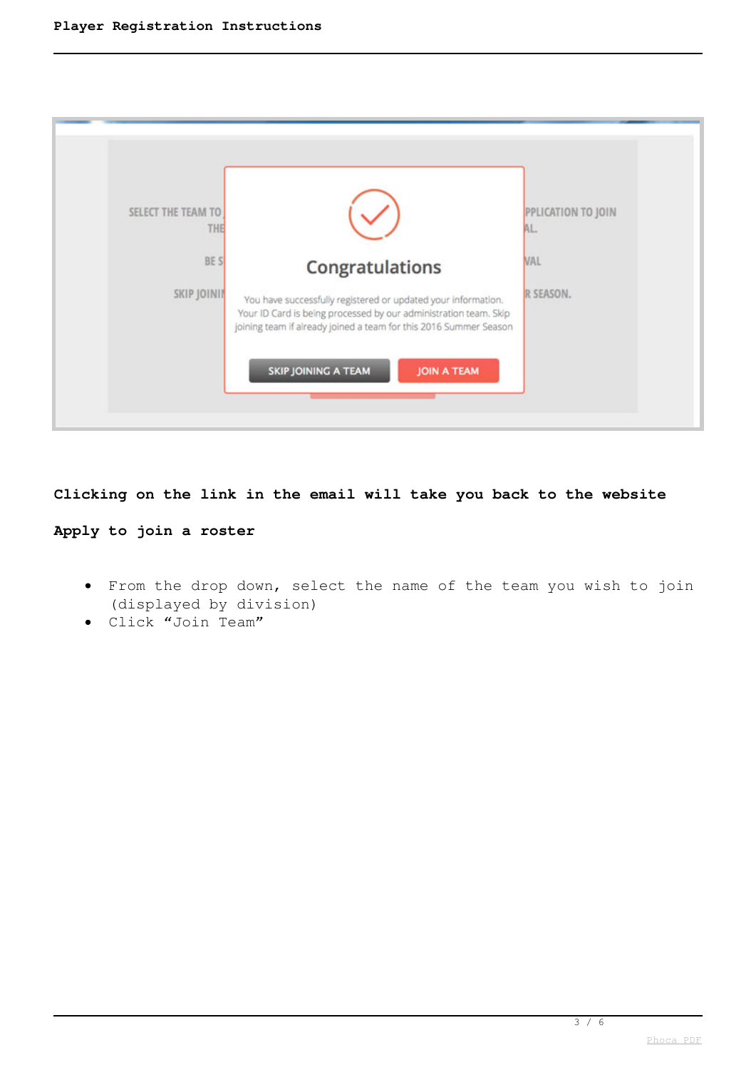**Clicking on the link in the email will take you back to the website**

**Apply to join a roster**

- From the drop down, select the name of the team you wish to join (displayed by division)
- Click “Join Team”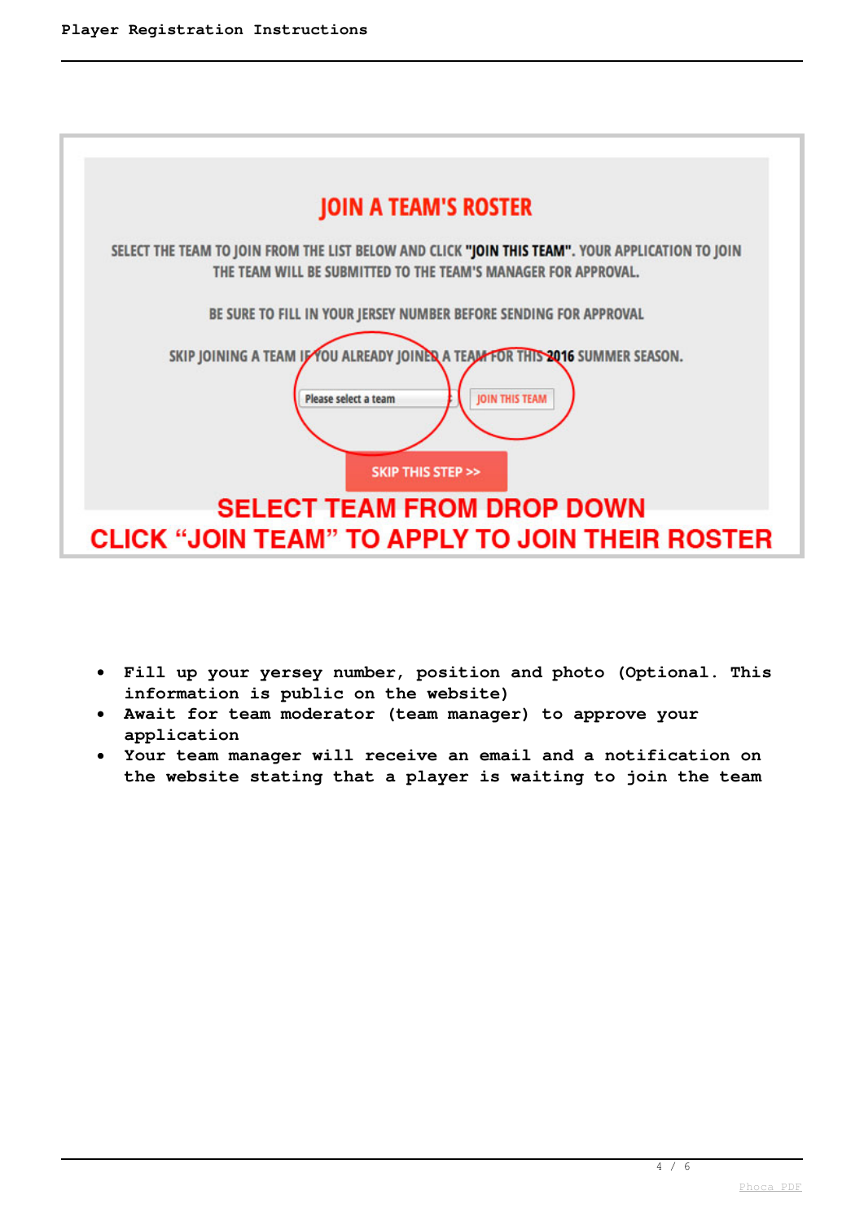## JOIN A TEAM'S ROSTER

SELECT THE TEAM TO JOIN FROM THE LIST BELOW AND CLICK **"JOIN THIS TEAM"**. YOUR APPLICATION TO JOIN THE TEAM WILL BE SUBMITTED TO THE TEAM'S MANAGER FOR APPROVAL.

BE SURE TO FILL IN YOUR JERSEY NUMBER BEFORE SENDING FOR APPROVAL

SKIP JOINING A TEAM IF YOU ALREADY JOINED A TEAM FOR THIS **2016** SUMMER SEASON.

Please select a team | JOIN THIS TEAM

SKIP THIS STEP >>

**SELECT TEAM FROM DROP DOWN**

**CLICK "JOIN TEAM" TO APPLY TO JOIN THEIR ROSTER**

- **Fill up your yersey number, position and photo (Optional. This information is public on the website)**
- **Await for team moderator (team manager) to approve your application**
- **Your team manager will receive an email and a notification on the website stating that a player is waiting to join the team**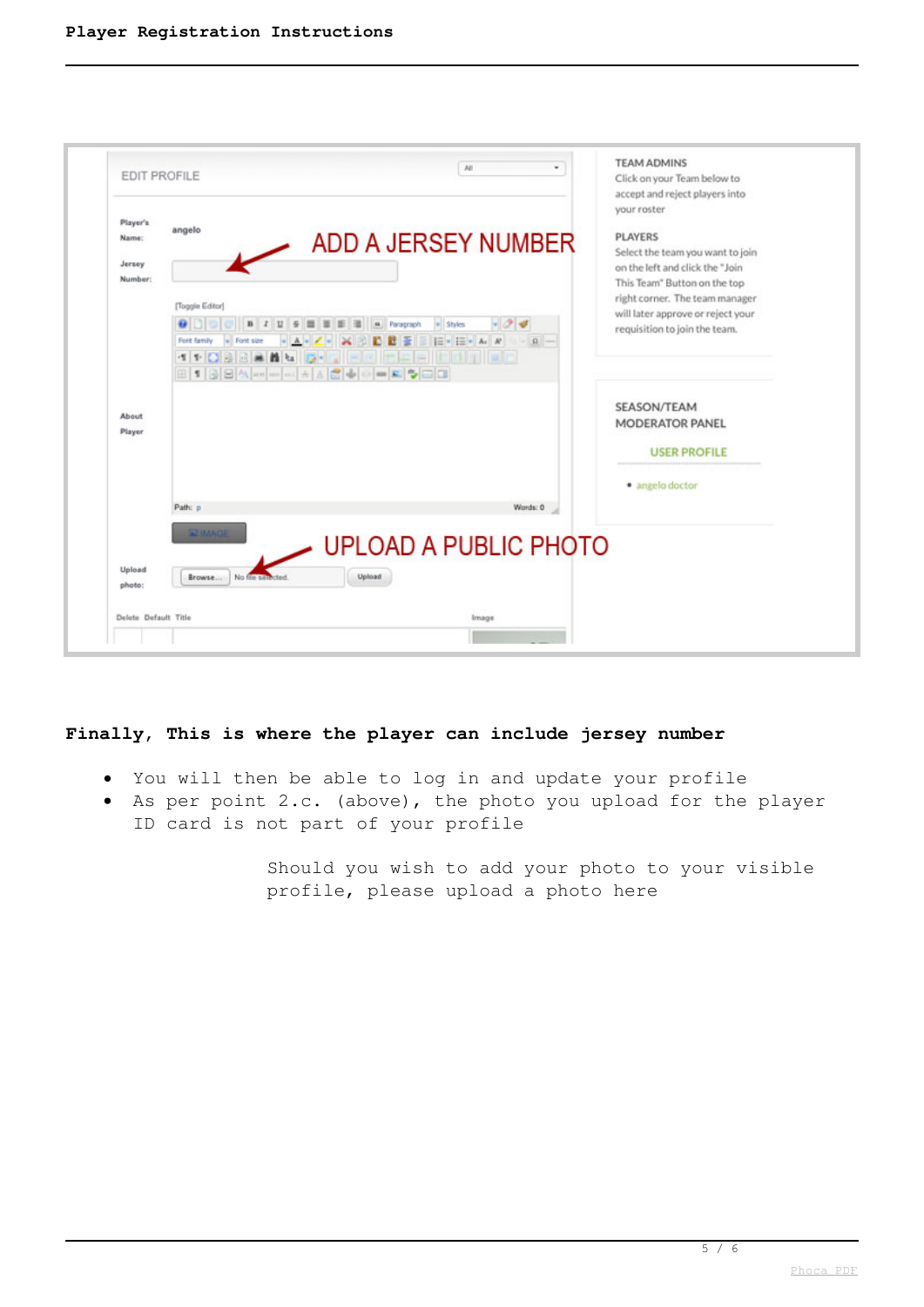**Finally, This is where the player can include jersey number**

- You will then be able to log in and update your profile
- As per point 2.c. (above), the photo you upload for the player ID card is not part of your profile

Should you wish to add your photo to your visible profile, please upload a photo here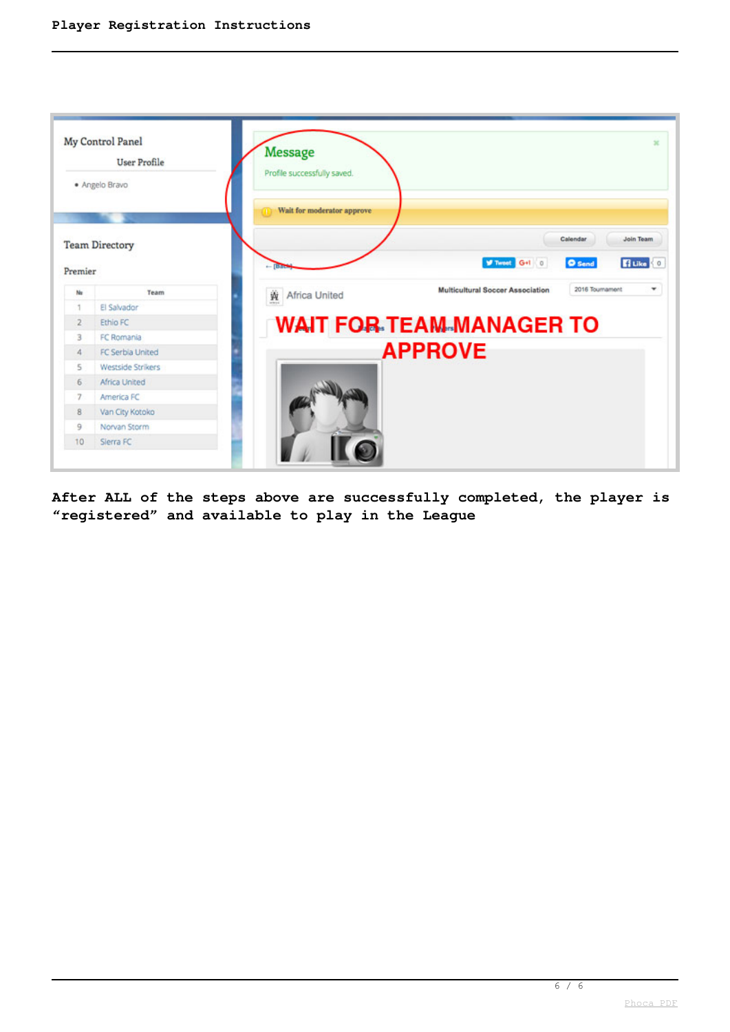After ALL of the steps above are successfully completed, the player is "registered" and available to play in the League